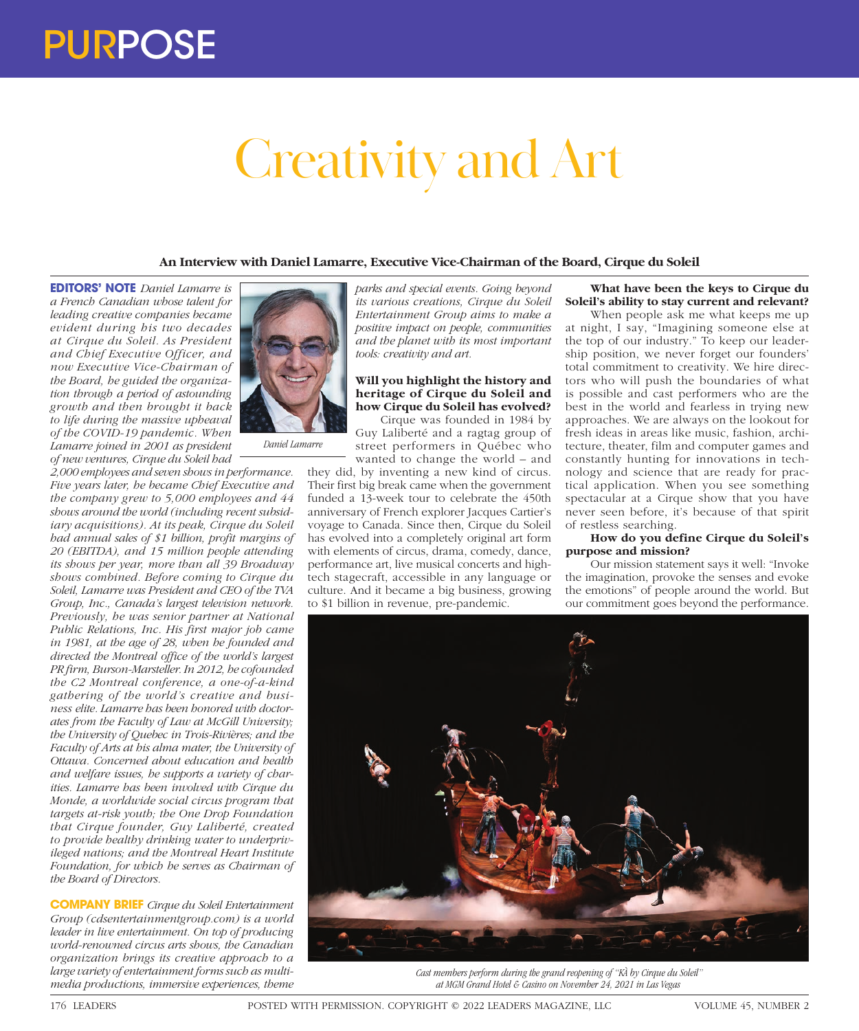PURPOSE

# Creativity and Art

**An Interview with Daniel Lamarre, Executive Vice-Chairman of the Board, Cirque du Soleil**

**EDITORS' NOTE** *Daniel Lamarre is a French Canadian whose talent for leading creative companies became evident during his two decades at Cirque du Soleil. As President and Chief Executive Officer, and now Executive Vice-Chairman of the Board, he guided the organization through a period of astounding growth and then brought it back to life during the massive upheaval of the COVID-19 pandemic. When Lamarre joined in 2001 as president of new ventures, Cirque du Soleil had 2,000 employees and seven shows in performance. Five years later, he became Chief Executive and the company grew to 5,000 employees and 44 shows around the world (including recent subsidiary acquisitions). At its peak, Cirque du Soleil had annual sales of $1 billion, profit margins of 20 (EBITDA), and 15 million people attending its shows per year, more than all 39 Broadway shows combined. Before coming to Cirque du Soleil, Lamarre was President and CEO of the TVA Group, Inc., Canada's largest television network. Previously, he was senior partner at National Public Relations, Inc. His first major job came in 1981, at the age of 28, when he founded and directed the Montreal office of the world's largest PR firm, Burson-Marsteller. In 2012, he cofounded the C2 Montreal conference, a one-of-a-kind gathering of the world's creative and business elite. Lamarre has been honored with doctorates from the Faculty of Law at McGill University; the University of Quebec in Trois-Rivières; and the Faculty of Arts at his alma mater, the University of Ottawa. Concerned about education and health and welfare issues, he supports a variety of charities. Lamarre has been involved with Cirque du Monde, a worldwide social circus program that targets at-risk youth; the One Drop Foundation that Cirque founder, Guy Laliberté, created to provide healthy drinking water to underprivileged nations; and the Montreal Heart Institute Foundation, for which he serves as Chairman of the Board of Directors.*

*Daniel Lamarre*

**COMPANY BRIEF** *Cirque du Soleil Entertainment Group (cdsentertainmentgroup.com) is a world leader in live entertainment. On top of producing world-renowned circus arts shows, the Canadian organization brings its creative approach to a large variety of entertainment forms such as multimedia productions, immersive experiences, theme parks and special events. Going beyond its various creations, Cirque du Soleil Entertainment Group aims to make a positive impact on people, communities and the planet with its most important tools: creativity and art.*

**Will you highlight the history and heritage of Cirque du Soleil and how Cirque du Soleil has evolved?**

Cirque was founded in 1984 by Guy Laliberté and a ragtag group of street performers in Québec who wanted to change the world – and they did, by inventing a new kind of circus. Their first big break came when the government funded a 13-week tour to celebrate the 450th anniversary of French explorer Jacques Cartier's voyage to Canada. Since then, Cirque du Soleil has evolved into a completely original art form with elements of circus, drama, comedy, dance, performance art, live musical concerts and high-tech stagecraft, accessible in any language or culture. And it became a big business, growing to $1 billion in revenue, pre-pandemic.

**What have been the keys to Cirque du Soleil's ability to stay current and relevant?**

When people ask me what keeps me up at night, I say, "Imagining someone else at the top of our industry." To keep our leadership position, we never forget our founders' total commitment to creativity. We hire directors who will push the boundaries of what is possible and cast performers who are the best in the world and fearless in trying new approaches. We are always on the lookout for fresh ideas in areas like music, fashion, architecture, theater, film and computer games and constantly hunting for innovations in technology and science that are ready for practical application. When you see something spectacular at a Cirque show that you have never seen before, it's because of that spirit of restless searching.

**How do you define Cirque du Soleil's purpose and mission?**

Our mission statement says it well: "Invoke the imagination, provoke the senses and evoke the emotions" of people around the world. But our commitment goes beyond the performance.

*Cast members perform during the grand reopening of "KÀ by Cirque du Soleil" at MGM Grand Hotel & Casino on November 24, 2021 in Las Vegas*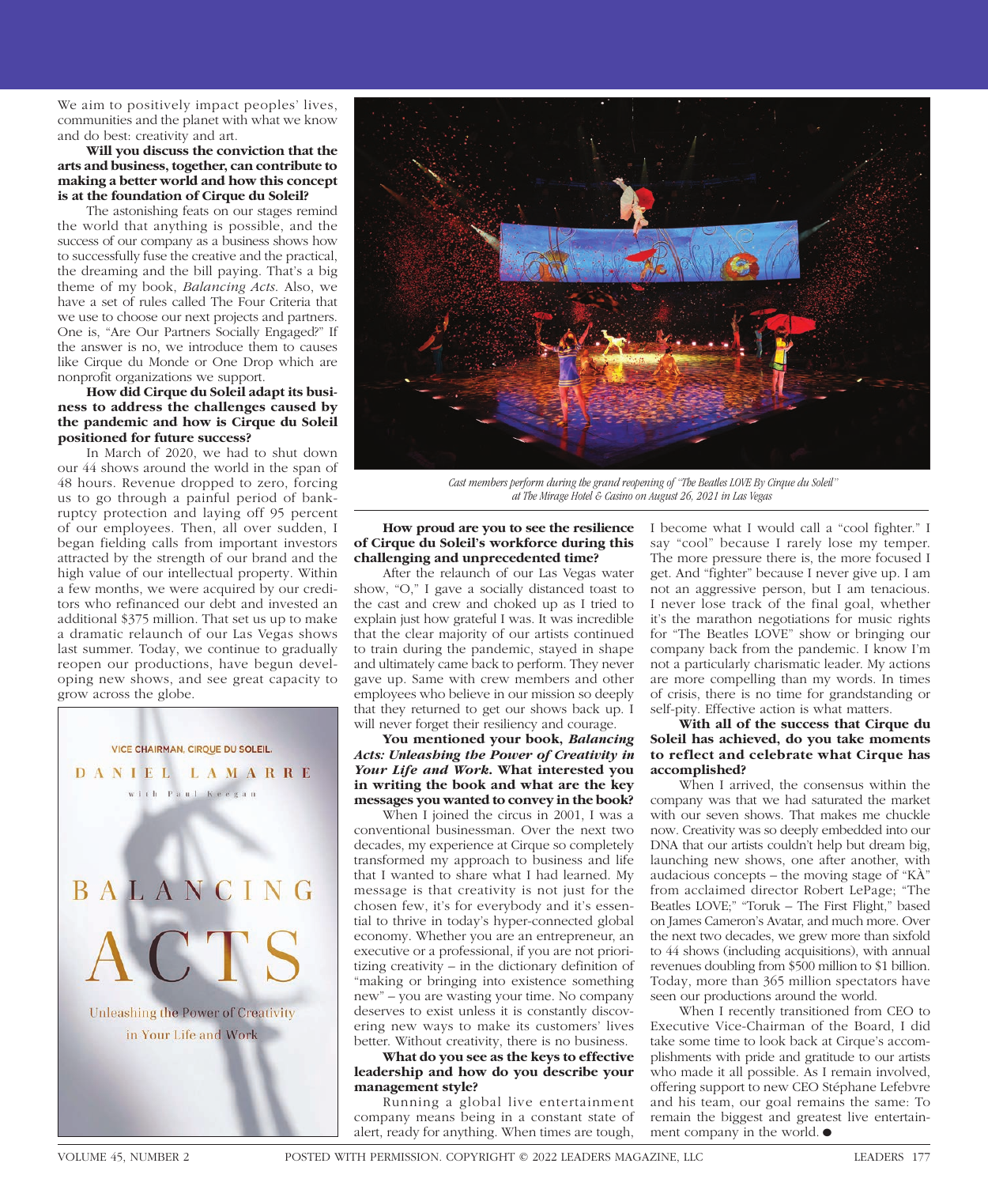We aim to positively impact peoples' lives, communities and the planet with what we know and do best: creativity and art.

**Will you discuss the conviction that the arts and business, together, can contribute to making a better world and how this concept is at the foundation of Cirque du Soleil?**

The astonishing feats on our stages remind the world that anything is possible, and the success of our company as a business shows how to successfully fuse the creative and the practical, the dreaming and the bill paying. That's a big theme of my book, *Balancing Acts*. Also, we have a set of rules called The Four Criteria that we use to choose our next projects and partners. One is, "Are Our Partners Socially Engaged?" If the answer is no, we introduce them to causes like Cirque du Monde or One Drop which are nonprofit organizations we support.

**How did Cirque du Soleil adapt its business to address the challenges caused by the pandemic and how is Cirque du Soleil positioned for future success?**

In March of 2020, we had to shut down our 44 shows around the world in the span of 48 hours. Revenue dropped to zero, forcing us to go through a painful period of bankruptcy protection and laying off 95 percent of our employees. Then, all over sudden, I began fielding calls from important investors attracted by the strength of our brand and the high value of our intellectual property. Within a few months, we were acquired by our creditors who refinanced our debt and invested an additional $375 million. That set us up to make a dramatic relaunch of our Las Vegas shows last summer. Today, we continue to gradually reopen our productions, have begun developing new shows, and see great capacity to grow across the globe.

*Cast members perform during the grand reopening of "The Beatles LOVE By Cirque du Soleil" at The Mirage Hotel & Casino on August 26, 2021 in Las Vegas*

**How proud are you to see the resilience of Cirque du Soleil's workforce during this challenging and unprecedented time?**

After the relaunch of our Las Vegas water show, "O," I gave a socially distanced toast to the cast and crew and choked up as I tried to explain just how grateful I was. It was incredible that the clear majority of our artists continued to train during the pandemic, stayed in shape and ultimately came back to perform. They never gave up. Same with crew members and other employees who believe in our mission so deeply that they returned to get our shows back up. I will never forget their resiliency and courage.

**You mentioned your book, *Balancing Acts: Unleashing the Power of Creativity in Your Life and Work*. What interested you in writing the book and what are the key messages you wanted to convey in the book?**

When I joined the circus in 2001, I was a conventional businessman. Over the next two decades, my experience at Cirque so completely transformed my approach to business and life that I wanted to share what I had learned. My message is that creativity is not just for the chosen few, it's for everybody and it's essential to thrive in today's hyper-connected global economy. Whether you are an entrepreneur, an executive or a professional, if you are not prioritizing creativity – in the dictionary definition of "making or bringing into existence something new" – you are wasting your time. No company deserves to exist unless it is constantly discovering new ways to make its customers' lives better. Without creativity, there is no business.

**What do you see as the keys to effective leadership and how do you describe your management style?**

Running a global live entertainment company means being in a constant state of alert, ready for anything. When times are tough, I become what I would call a "cool fighter." I say "cool" because I rarely lose my temper. The more pressure there is, the more focused I get. And "fighter" because I never give up. I am not an aggressive person, but I am tenacious. I never lose track of the final goal, whether it's the marathon negotiations for music rights for "The Beatles LOVE" show or bringing our company back from the pandemic. I know I'm not a particularly charismatic leader. My actions are more compelling than my words. In times of crisis, there is no time for grandstanding or self-pity. Effective action is what matters.

**With all of the success that Cirque du Soleil has achieved, do you take moments to reflect and celebrate what Cirque has accomplished?**

When I arrived, the consensus within the company was that we had saturated the market with our seven shows. That makes me chuckle now. Creativity was so deeply embedded into our DNA that our artists couldn't help but dream big, launching new shows, one after another, with audacious concepts – the moving stage of "KÀ" from acclaimed director Robert LePage; "The Beatles LOVE;" "Toruk – The First Flight," based on James Cameron's Avatar, and much more. Over the next two decades, we grew more than sixfold to 44 shows (including acquisitions), with annual revenues doubling from $500 million to $1 billion. Today, more than 365 million spectators have seen our productions around the world.

When I recently transitioned from CEO to Executive Vice-Chairman of the Board, I did take some time to look back at Cirque's accomplishments with pride and gratitude to our artists who made it all possible. As I remain involved, offering support to new CEO Stéphane Lefebvre and his team, our goal remains the same: To remain the biggest and greatest live entertainment company in the world. ●

VICE CHAIRMAN, CIRQUE DU SOLEIL.
DANIEL LAMARRE
with Paul Keegan
BALANCING ACTS
Unleashing the Power of Creativity in Your Life and Work